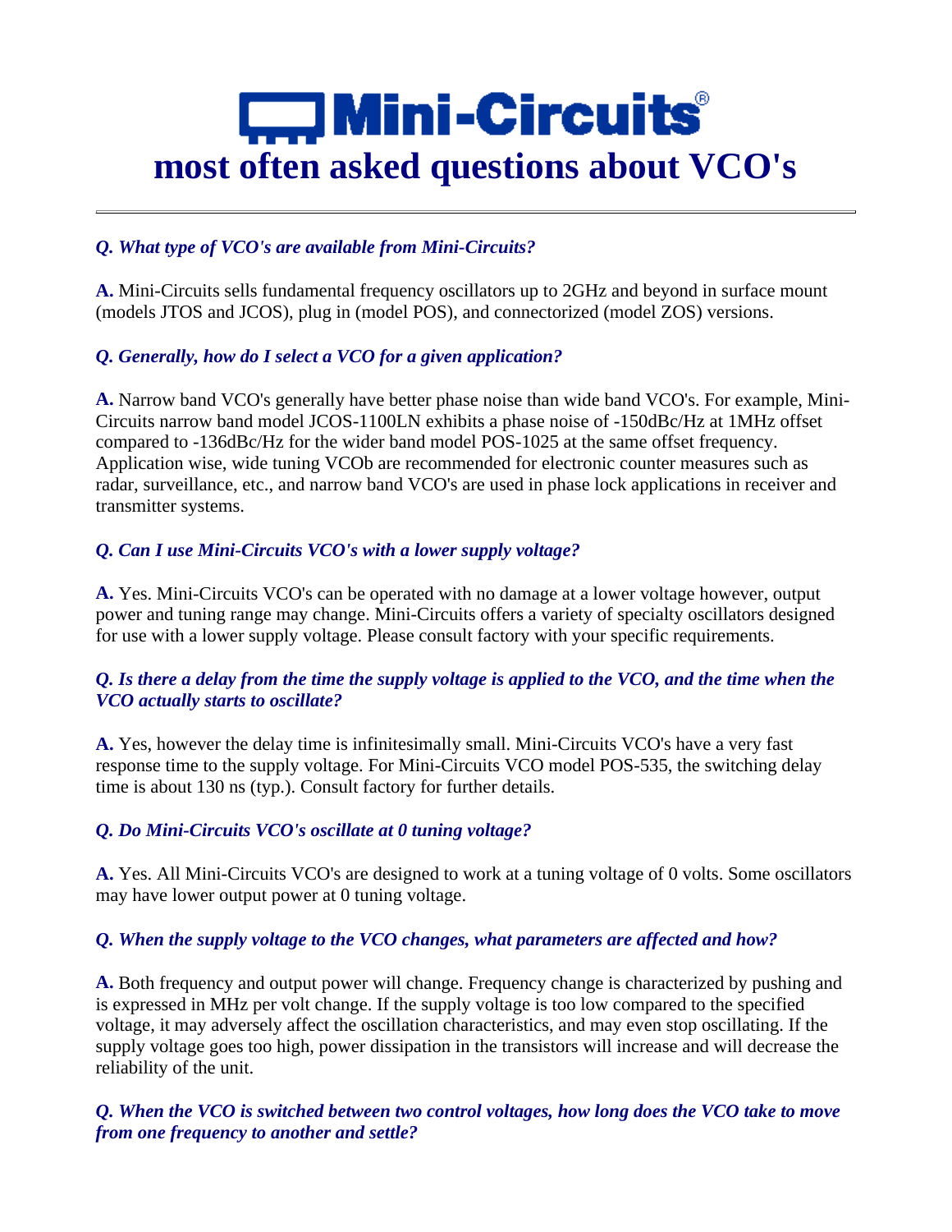# Mini-Circuits

# most often asked questions about VCO's

---

***Q. What type of VCO's are available from Mini-Circuits?***

**A.** Mini-Circuits sells fundamental frequency oscillators up to 2GHz and beyond in surface mount (models JTOS and JCOS), plug in (model POS), and connectorized (model ZOS) versions.

***Q. Generally, how do I select a VCO for a given application?***

**A.** Narrow band VCO's generally have better phase noise than wide band VCO's. For example, Mini-Circuits narrow band model JCOS-1100LN exhibits a phase noise of -150dBc/Hz at 1MHz offset compared to -136dBc/Hz for the wider band model POS-1025 at the same offset frequency. Application wise, wide tuning VCOb are recommended for electronic counter measures such as radar, surveillance, etc., and narrow band VCO's are used in phase lock applications in receiver and transmitter systems.

***Q. Can I use Mini-Circuits VCO's with a lower supply voltage?***

**A.** Yes. Mini-Circuits VCO's can be operated with no damage at a lower voltage however, output power and tuning range may change. Mini-Circuits offers a variety of specialty oscillators designed for use with a lower supply voltage. Please consult factory with your specific requirements.

***Q. Is there a delay from the time the supply voltage is applied to the VCO, and the time when the VCO actually starts to oscillate?***

**A.** Yes, however the delay time is infinitesimally small. Mini-Circuits VCO's have a very fast response time to the supply voltage. For Mini-Circuits VCO model POS-535, the switching delay time is about 130 ns (typ.). Consult factory for further details.

***Q. Do Mini-Circuits VCO's oscillate at 0 tuning voltage?***

**A.** Yes. All Mini-Circuits VCO's are designed to work at a tuning voltage of 0 volts. Some oscillators may have lower output power at 0 tuning voltage.

***Q. When the supply voltage to the VCO changes, what parameters are affected and how?***

**A.** Both frequency and output power will change. Frequency change is characterized by pushing and is expressed in MHz per volt change. If the supply voltage is too low compared to the specified voltage, it may adversely affect the oscillation characteristics, and may even stop oscillating. If the supply voltage goes too high, power dissipation in the transistors will increase and will decrease the reliability of the unit.

***Q. When the VCO is switched between two control voltages, how long does the VCO take to move from one frequency to another and settle?***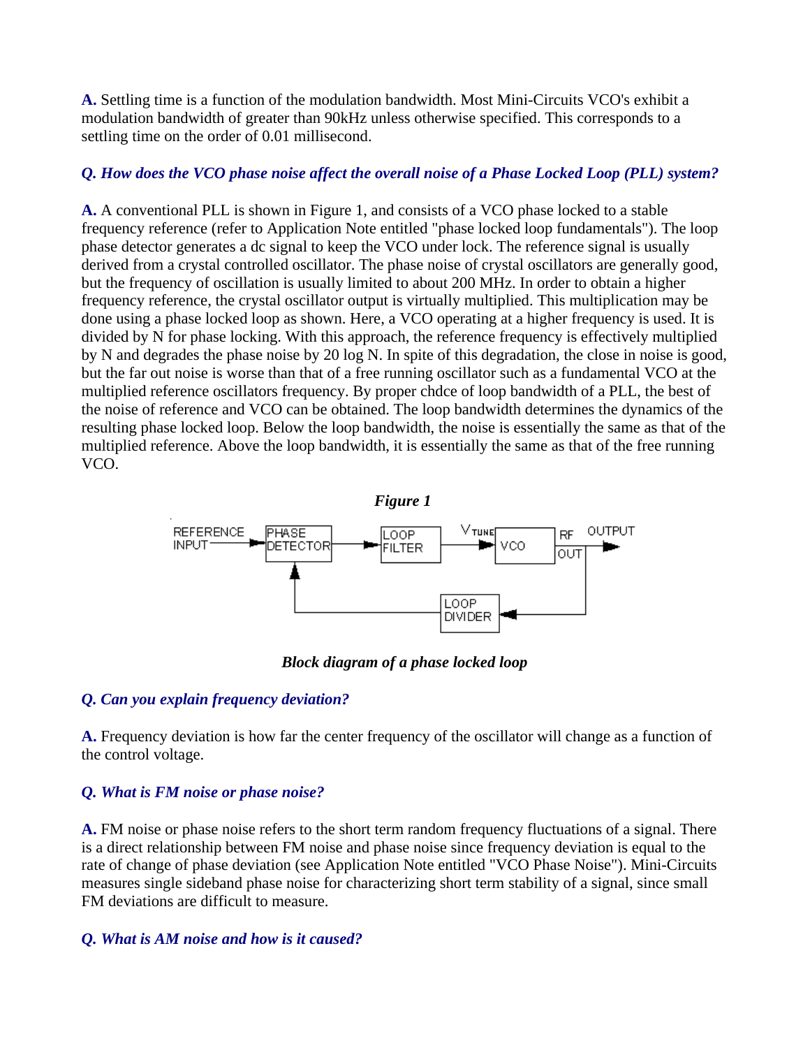**A.** Settling time is a function of the modulation bandwidth. Most Mini-Circuits VCO's exhibit a modulation bandwidth of greater than 90kHz unless otherwise specified. This corresponds to a settling time on the order of 0.01 millisecond.

***Q. How does the VCO phase noise affect the overall noise of a Phase Locked Loop (PLL) system?***

**A.** A conventional PLL is shown in Figure 1, and consists of a VCO phase locked to a stable frequency reference (refer to Application Note entitled "phase locked loop fundamentals"). The loop phase detector generates a dc signal to keep the VCO under lock. The reference signal is usually derived from a crystal controlled oscillator. The phase noise of crystal oscillators are generally good, but the frequency of oscillation is usually limited to about 200 MHz. In order to obtain a higher frequency reference, the crystal oscillator output is virtually multiplied. This multiplication may be done using a phase locked loop as shown. Here, a VCO operating at a higher frequency is used. It is divided by N for phase locking. With this approach, the reference frequency is effectively multiplied by N and degrades the phase noise by 20 log N. In spite of this degradation, the close in noise is good, but the far out noise is worse than that of a free running oscillator such as a fundamental VCO at the multiplied reference oscillators frequency. By proper chdce of loop bandwidth of a PLL, the best of the noise of reference and VCO can be obtained. The loop bandwidth determines the dynamics of the resulting phase locked loop. Below the loop bandwidth, the noise is essentially the same as that of the multiplied reference. Above the loop bandwidth, it is essentially the same as that of the free running VCO.

***Figure 1***

REFERENCE INPUT → PHASE DETECTOR → LOOP FILTER → $V_{TUNE}$ → VCO → RF OUT → OUTPUT; RF OUT → LOOP DIVIDER → PHASE DETECTOR

***Block diagram of a phase locked loop***

***Q. Can you explain frequency deviation?***

**A.** Frequency deviation is how far the center frequency of the oscillator will change as a function of the control voltage.

***Q. What is FM noise or phase noise?***

**A.** FM noise or phase noise refers to the short term random frequency fluctuations of a signal. There is a direct relationship between FM noise and phase noise since frequency deviation is equal to the rate of change of phase deviation (see Application Note entitled "VCO Phase Noise"). Mini-Circuits measures single sideband phase noise for characterizing short term stability of a signal, since small FM deviations are difficult to measure.

***Q. What is AM noise and how is it caused?***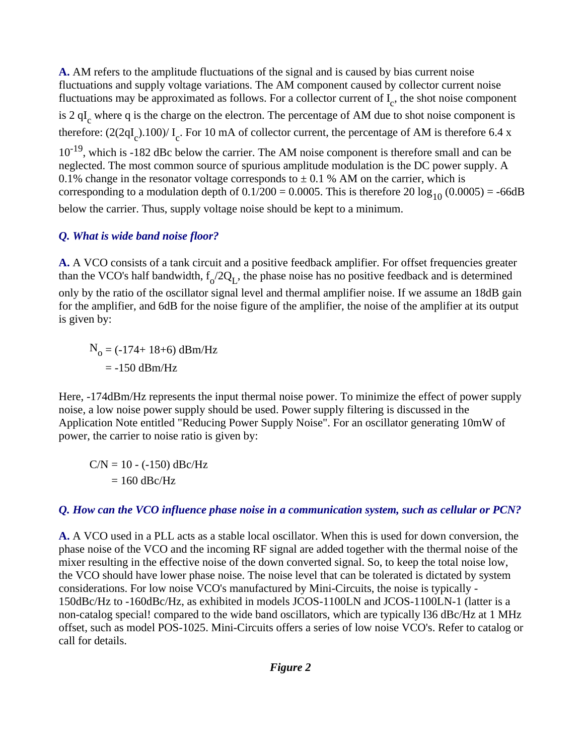**A.** AM refers to the amplitude fluctuations of the signal and is caused by bias current noise fluctuations and supply voltage variations. The AM component caused by collector current noise fluctuations may be approximated as follows. For a collector current of $I_c$, the shot noise component is 2 $qI_c$ where q is the charge on the electron. The percentage of AM due to shot noise component is therefore: $(2(2qI_c).100)/ I_c$. For 10 mA of collector current, the percentage of AM is therefore 6.4 x $10^{-19}$, which is -182 dBc below the carrier. The AM noise component is therefore small and can be neglected. The most common source of spurious amplitude modulation is the DC power supply. A 0.1% change in the resonator voltage corresponds to ± 0.1 % AM on the carrier, which is corresponding to a modulation depth of 0.1/200 = 0.0005. This is therefore 20 $\log_{10}$ (0.0005) = -66dB below the carrier. Thus, supply voltage noise should be kept to a minimum.

***Q. What is wide band noise floor?***

**A.** A VCO consists of a tank circuit and a positive feedback amplifier. For offset frequencies greater than the VCO's half bandwidth, $f_o/2Q_L$, the phase noise has no positive feedback and is determined only by the ratio of the oscillator signal level and thermal amplifier noise. If we assume an 18dB gain for the amplifier, and 6dB for the noise figure of the amplifier, the noise of the amplifier at its output is given by:

$$N_o = (-174+ 18+6) \text{ dBm/Hz}$$
$$= -150 \text{ dBm/Hz}$$

Here, -174dBm/Hz represents the input thermal noise power. To minimize the effect of power supply noise, a low noise power supply should be used. Power supply filtering is discussed in the Application Note entitled "Reducing Power Supply Noise". For an oscillator generating 10mW of power, the carrier to noise ratio is given by:

$$C/N = 10 - (-150) \text{ dBc/Hz}$$
$$= 160 \text{ dBc/Hz}$$

***Q. How can the VCO influence phase noise in a communication system, such as cellular or PCN?***

**A.** A VCO used in a PLL acts as a stable local oscillator. When this is used for down conversion, the phase noise of the VCO and the incoming RF signal are added together with the thermal noise of the mixer resulting in the effective noise of the down converted signal. So, to keep the total noise low, the VCO should have lower phase noise. The noise level that can be tolerated is dictated by system considerations. For low noise VCO's manufactured by Mini-Circuits, the noise is typically -150dBc/Hz to -160dBc/Hz, as exhibited in models JCOS-1100LN and JCOS-1100LN-1 (latter is a non-catalog special! compared to the wide band oscillators, which are typically l36 dBc/Hz at 1 MHz offset, such as model POS-1025. Mini-Circuits offers a series of low noise VCO's. Refer to catalog or call for details.

***Figure 2***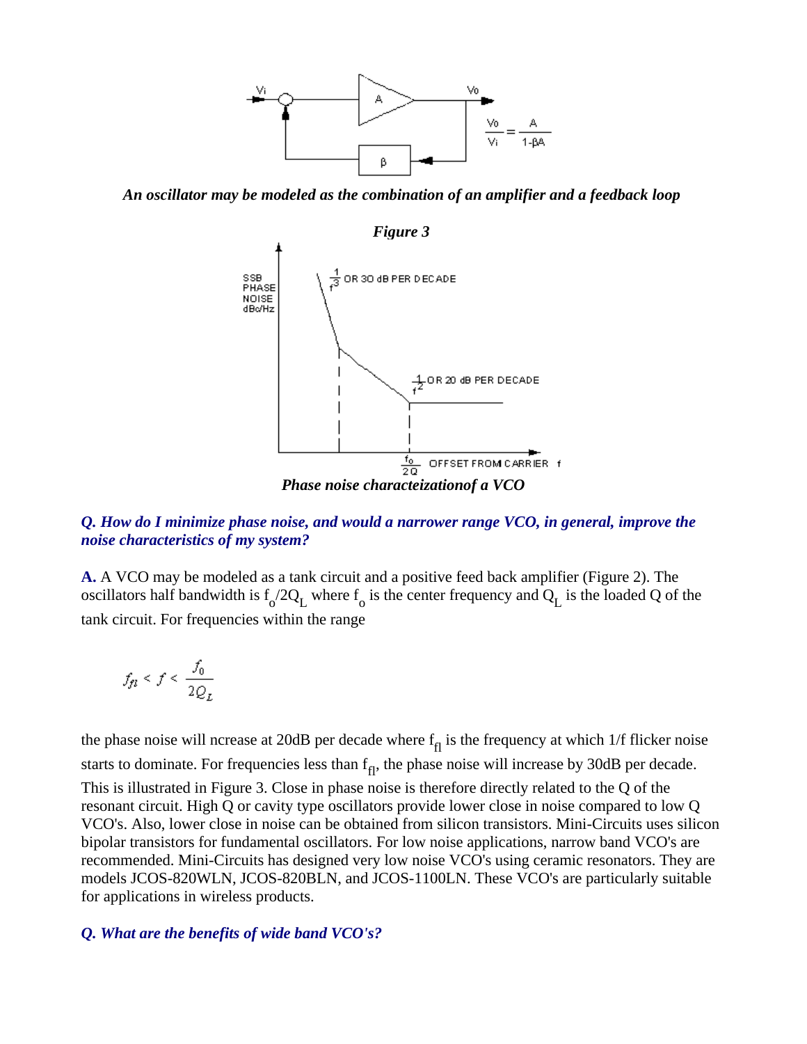*An oscillator may be modeled as the combination of an amplifier and a feedback loop*

***Figure 3***

*Phase noise characteizationof a VCO*

***Q. How do I minimize phase noise, and would a narrower range VCO, in general, improve the noise characteristics of my system?***

**A.** A VCO may be modeled as a tank circuit and a positive feed back amplifier (Figure 2). The oscillators half bandwidth is $f_o/2Q_L$ where $f_o$ is the center frequency and $Q_L$ is the loaded Q of the tank circuit. For frequencies within the range

$$f_{fl} < f < \frac{f_0}{2Q_L}$$

the phase noise will ncrease at 20dB per decade where $f_{fl}$ is the frequency at which 1/f flicker noise starts to dominate. For frequencies less than $f_{fl}$, the phase noise will increase by 30dB per decade. This is illustrated in Figure 3. Close in phase noise is therefore directly related to the Q of the resonant circuit. High Q or cavity type oscillators provide lower close in noise compared to low Q VCO's. Also, lower close in noise can be obtained from silicon transistors. Mini-Circuits uses silicon bipolar transistors for fundamental oscillators. For low noise applications, narrow band VCO's are recommended. Mini-Circuits has designed very low noise VCO's using ceramic resonators. They are models JCOS-820WLN, JCOS-820BLN, and JCOS-1100LN. These VCO's are particularly suitable for applications in wireless products.

***Q. What are the benefits of wide band VCO's?***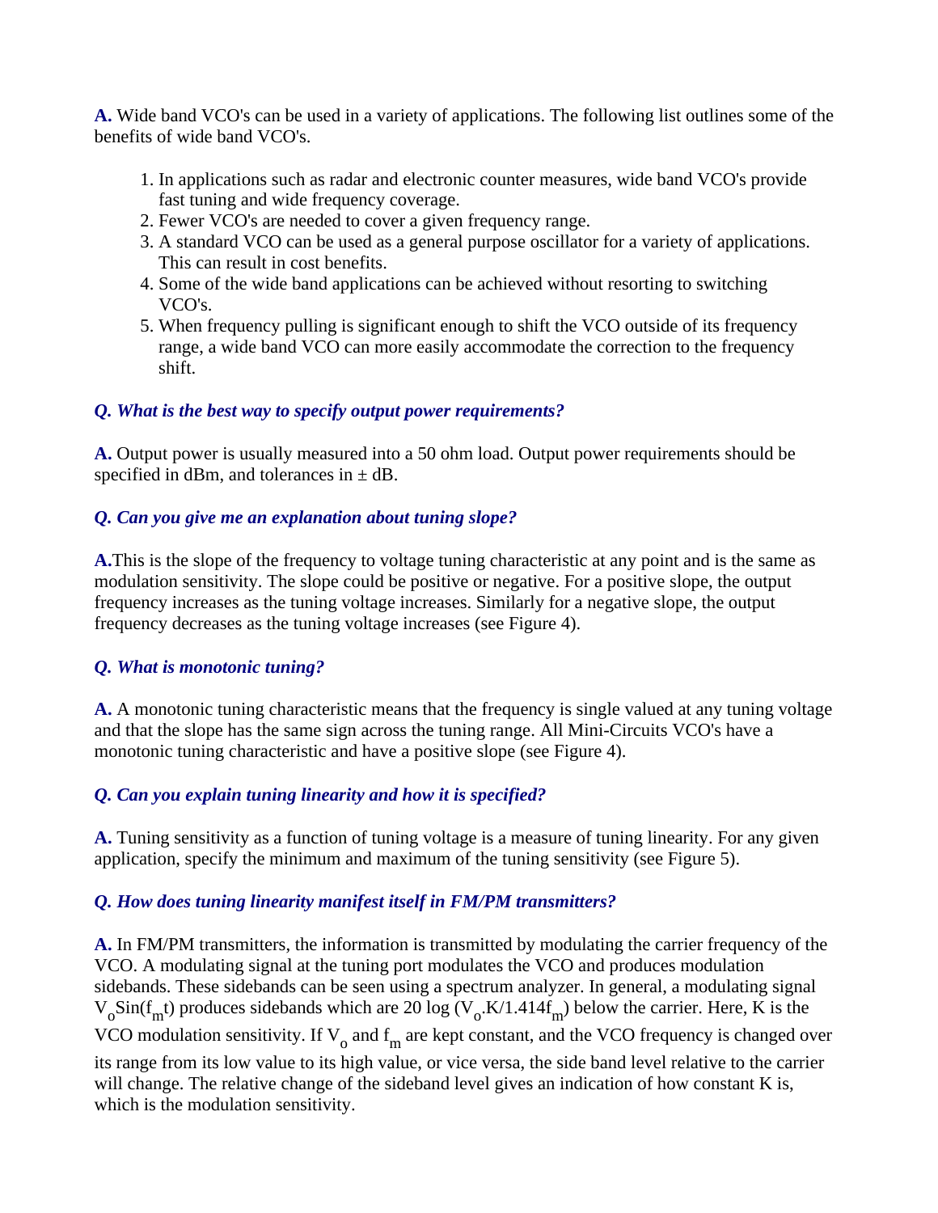**A.** Wide band VCO's can be used in a variety of applications. The following list outlines some of the benefits of wide band VCO's.

1. In applications such as radar and electronic counter measures, wide band VCO's provide fast tuning and wide frequency coverage.
2. Fewer VCO's are needed to cover a given frequency range.
3. A standard VCO can be used as a general purpose oscillator for a variety of applications. This can result in cost benefits.
4. Some of the wide band applications can be achieved without resorting to switching VCO's.
5. When frequency pulling is significant enough to shift the VCO outside of its frequency range, a wide band VCO can more easily accommodate the correction to the frequency shift.

***Q. What is the best way to specify output power requirements?***

**A.** Output power is usually measured into a 50 ohm load. Output power requirements should be specified in dBm, and tolerances in ± dB.

***Q. Can you give me an explanation about tuning slope?***

**A.**This is the slope of the frequency to voltage tuning characteristic at any point and is the same as modulation sensitivity. The slope could be positive or negative. For a positive slope, the output frequency increases as the tuning voltage increases. Similarly for a negative slope, the output frequency decreases as the tuning voltage increases (see Figure 4).

***Q. What is monotonic tuning?***

**A.** A monotonic tuning characteristic means that the frequency is single valued at any tuning voltage and that the slope has the same sign across the tuning range. All Mini-Circuits VCO's have a monotonic tuning characteristic and have a positive slope (see Figure 4).

***Q. Can you explain tuning linearity and how it is specified?***

**A.** Tuning sensitivity as a function of tuning voltage is a measure of tuning linearity. For any given application, specify the minimum and maximum of the tuning sensitivity (see Figure 5).

***Q. How does tuning linearity manifest itself in FM/PM transmitters?***

**A.** In FM/PM transmitters, the information is transmitted by modulating the carrier frequency of the VCO. A modulating signal at the tuning port modulates the VCO and produces modulation sidebands. These sidebands can be seen using a spectrum analyzer. In general, a modulating signal $V_o \text{Sin}(f_m t)$ produces sidebands which are $20 \log (V_o.K/1.414f_m)$ below the carrier. Here, K is the VCO modulation sensitivity. If $V_o$ and $f_m$ are kept constant, and the VCO frequency is changed over its range from its low value to its high value, or vice versa, the side band level relative to the carrier will change. The relative change of the sideband level gives an indication of how constant K is, which is the modulation sensitivity.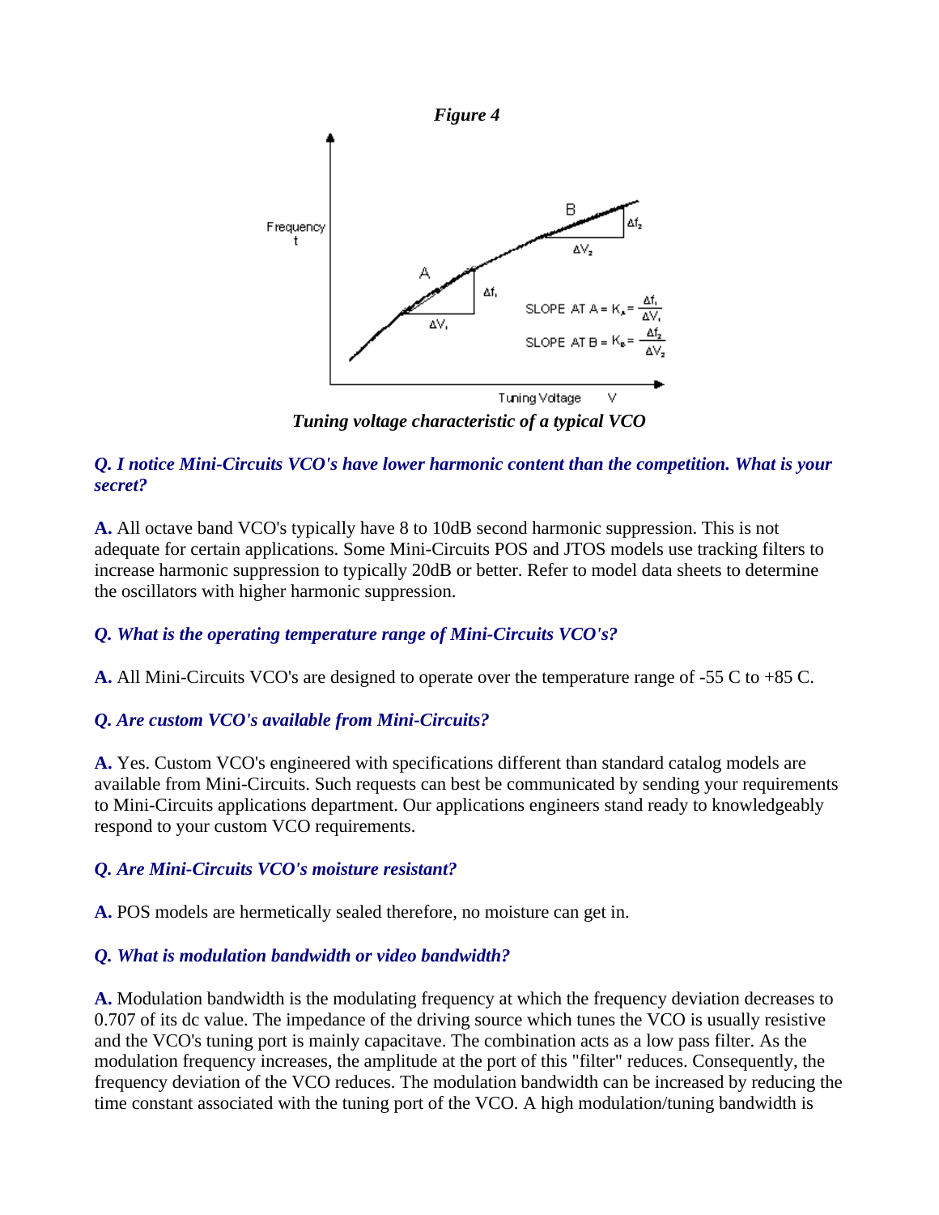*Figure 4*

*Tuning voltage characteristic of a typical VCO*

***Q. I notice Mini-Circuits VCO's have lower harmonic content than the competition. What is your secret?***

**A.** All octave band VCO's typically have 8 to 10dB second harmonic suppression. This is not adequate for certain applications. Some Mini-Circuits POS and JTOS models use tracking filters to increase harmonic suppression to typically 20dB or better. Refer to model data sheets to determine the oscillators with higher harmonic suppression.

***Q. What is the operating temperature range of Mini-Circuits VCO's?***

**A.** All Mini-Circuits VCO's are designed to operate over the temperature range of -55 C to +85 C.

***Q. Are custom VCO's available from Mini-Circuits?***

**A.** Yes. Custom VCO's engineered with specifications different than standard catalog models are available from Mini-Circuits. Such requests can best be communicated by sending your requirements to Mini-Circuits applications department. Our applications engineers stand ready to knowledgeably respond to your custom VCO requirements.

***Q. Are Mini-Circuits VCO's moisture resistant?***

**A.** POS models are hermetically sealed therefore, no moisture can get in.

***Q. What is modulation bandwidth or video bandwidth?***

**A.** Modulation bandwidth is the modulating frequency at which the frequency deviation decreases to 0.707 of its dc value. The impedance of the driving source which tunes the VCO is usually resistive and the VCO's tuning port is mainly capacitave. The combination acts as a low pass filter. As the modulation frequency increases, the amplitude at the port of this "filter" reduces. Consequently, the frequency deviation of the VCO reduces. The modulation bandwidth can be increased by reducing the time constant associated with the tuning port of the VCO. A high modulation/tuning bandwidth is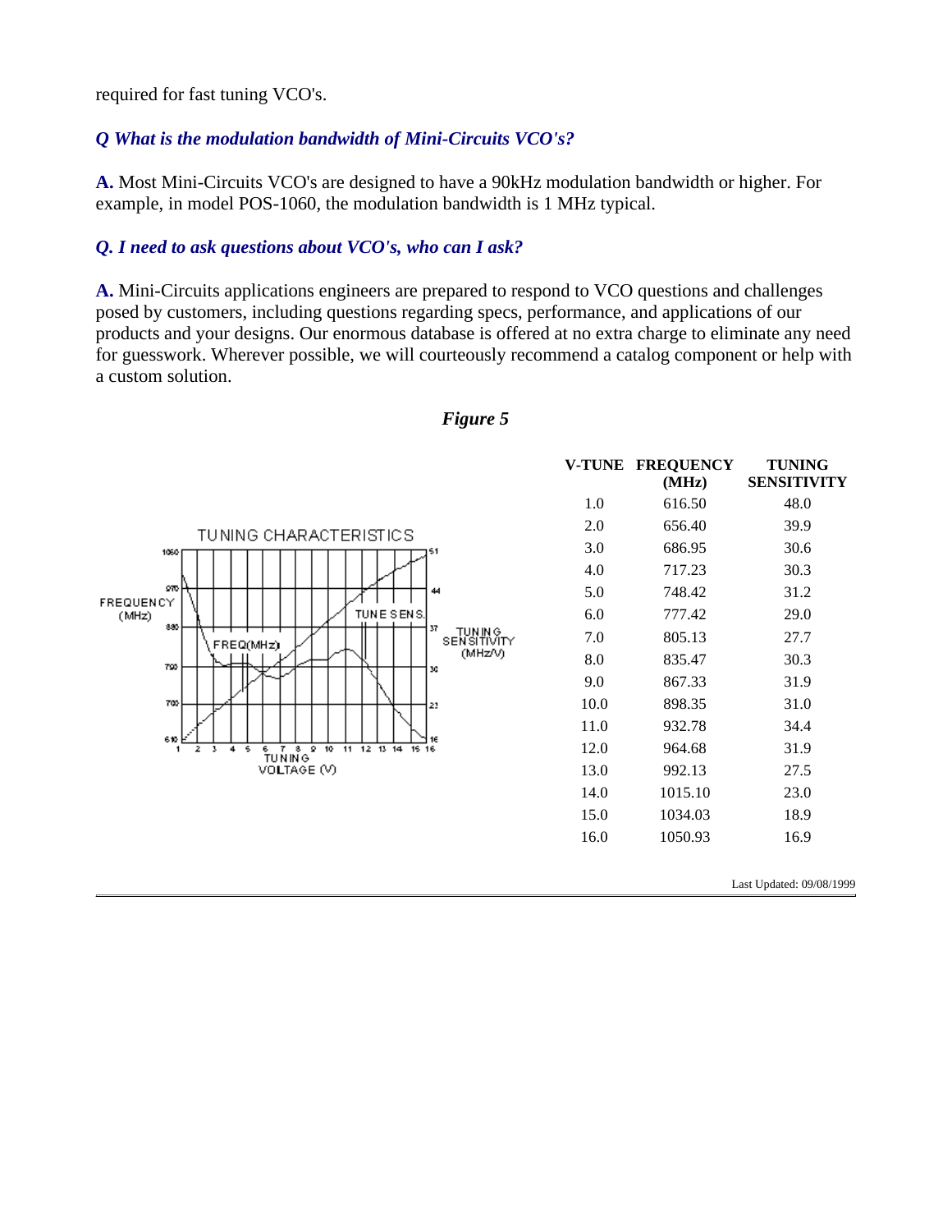required for fast tuning VCO's.

### *Q What is the modulation bandwidth of Mini-Circuits VCO's?*

**A.** Most Mini-Circuits VCO's are designed to have a 90kHz modulation bandwidth or higher. For example, in model POS-1060, the modulation bandwidth is 1 MHz typical.

### *Q. I need to ask questions about VCO's, who can I ask?*

**A.** Mini-Circuits applications engineers are prepared to respond to VCO questions and challenges posed by customers, including questions regarding specs, performance, and applications of our products and your designs. Our enormous database is offered at no extra charge to eliminate any need for guesswork. Wherever possible, we will courteously recommend a catalog component or help with a custom solution.

***Figure 5***

TUNING CHARACTERISTICS

FREQUENCY (MHz)

1060
970
880
790
700
610

FREQ(MHz)

TUNE SENS.

TUNING SENSITIVITY (MHz/V)

51
44
37
30
23
16

1 2 3 4 5 6 7 8 9 10 11 12 13 14 15 16

TUNING VOLTAGE (V)

| V-TUNE | FREQUENCY (MHz) | TUNING SENSITIVITY |
|---|---|---|
| 1.0 | 616.50 | 48.0 |
| 2.0 | 656.40 | 39.9 |
| 3.0 | 686.95 | 30.6 |
| 4.0 | 717.23 | 30.3 |
| 5.0 | 748.42 | 31.2 |
| 6.0 | 777.42 | 29.0 |
| 7.0 | 805.13 | 27.7 |
| 8.0 | 835.47 | 30.3 |
| 9.0 | 867.33 | 31.9 |
| 10.0 | 898.35 | 31.0 |
| 11.0 | 932.78 | 34.4 |
| 12.0 | 964.68 | 31.9 |
| 13.0 | 992.13 | 27.5 |
| 14.0 | 1015.10 | 23.0 |
| 15.0 | 1034.03 | 18.9 |
| 16.0 | 1050.93 | 16.9 |

Last Updated: 09/08/1999